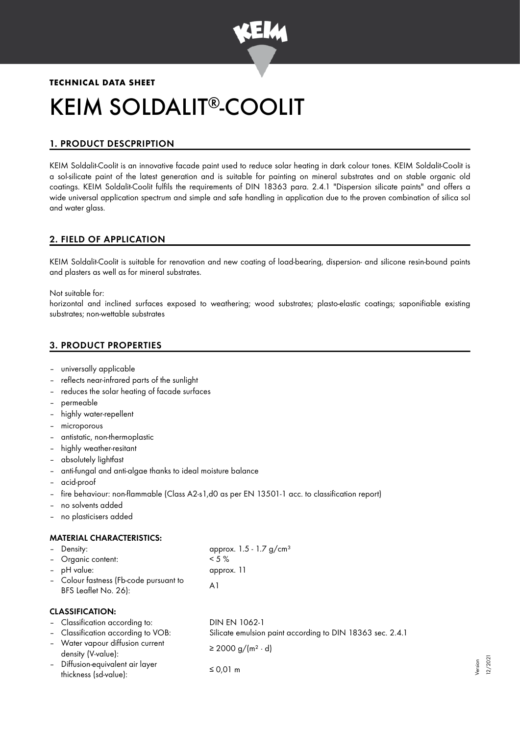**TECHNICAL DATA SHEET**

# KEIM SOLDALIT®-COOLIT

## 1. PRODUCT DESCPRIPTION

KEIM Soldalit-Coolit is an innovative facade paint used to reduce solar heating in dark colour tones. KEIM Soldalit-Coolit is a sol-silicate paint of the latest generation and is suitable for painting on mineral substrates and on stable organic old coatings. KEIM Soldalit-Coolit fulfils the requirements of DIN 18363 para. 2.4.1 "Dispersion silicate paints" and offers a wide universal application spectrum and simple and safe handling in application due to the proven combination of silica sol and water glass.

## 2. FIELD OF APPLICATION

KEIM Soldalit-Coolit is suitable for renovation and new coating of load-bearing, dispersion- and silicone resin-bound paints and plasters as well as for mineral substrates.

Not suitable for:
horizontal and inclined surfaces exposed to weathering; wood substrates; plasto-elastic coatings; saponifiable existing substrates; non-wettable substrates

## 3. PRODUCT PROPERTIES

- universally applicable
- reflects near-infrared parts of the sunlight
- reduces the solar heating of facade surfaces
- permeable
- highly water-repellent
- microporous
- antistatic, non-thermoplastic
- highly weather-resitant
- absolutely lightfast
- anti-fungal and anti-algae thanks to ideal moisture balance
- acid-proof
- fire behaviour: non-flammable (Class A2-s1,d0 as per EN 13501-1 acc. to classification report)
- no solvents added
- no plasticisers added

### MATERIAL CHARACTERISTICS:

| | |
|---|---|
| – Density: | approx. 1.5 - 1.7 g/cm³ |
| – Organic content: | < 5 % |
| – pH value: | approx. 11 |
| – Colour fastness (Fb-code pursuant to BFS Leaflet No. 26): | A1 |

### CLASSIFICATION:

| | |
|---|---|
| – Classification according to: | DIN EN 1062-1 |
| – Classification according to VOB: | Silicate emulsion paint according to DIN 18363 sec. 2.4.1 |
| – Water vapour diffusion current density (V-value): | ≥ 2000 g/(m² · d) |
| – Diffusion-equivalent air layer thickness (sd-value): | ≤ 0,01 m |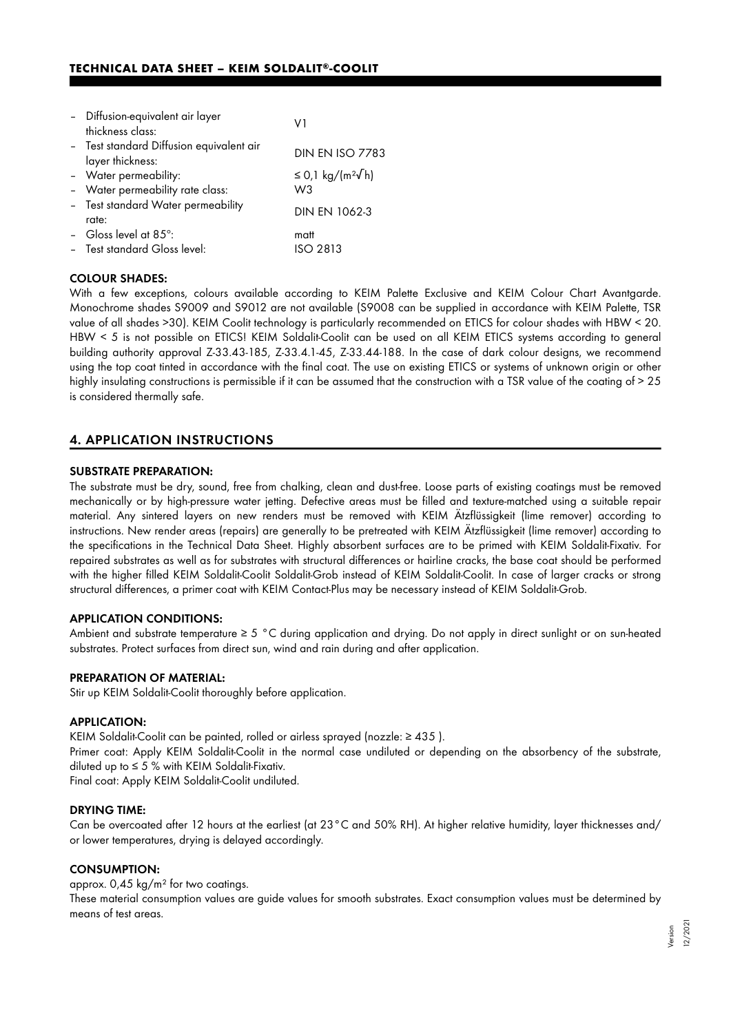- Diffusion-equivalent air layer thickness class: V1
- Test standard Diffusion equivalent air layer thickness: DIN EN ISO 7783
- Water permeability: ≤ 0,1 kg/(m²√h)
- Water permeability rate class: W3
- Test standard Water permeability rate: DIN EN 1062-3
- Gloss level at 85°: matt
- Test standard Gloss level: ISO 2813

#### COLOUR SHADES:

With a few exceptions, colours available according to KEIM Palette Exclusive and KEIM Colour Chart Avantgarde. Monochrome shades S9009 and S9012 are not available (S9008 can be supplied in accordance with KEIM Palette, TSR value of all shades >30). KEIM Coolit technology is particularly recommended on ETICS for colour shades with HBW < 20. HBW < 5 is not possible on ETICS! KEIM Soldalit-Coolit can be used on all KEIM ETICS systems according to general building authority approval Z-33.43-185, Z-33.4.1-45, Z-33.44-188. In the case of dark colour designs, we recommend using the top coat tinted in accordance with the final coat. The use on existing ETICS or systems of unknown origin or other highly insulating constructions is permissible if it can be assumed that the construction with a TSR value of the coating of > 25 is considered thermally safe.

## 4. APPLICATION INSTRUCTIONS

#### SUBSTRATE PREPARATION:

The substrate must be dry, sound, free from chalking, clean and dust-free. Loose parts of existing coatings must be removed mechanically or by high-pressure water jetting. Defective areas must be filled and texture-matched using a suitable repair material. Any sintered layers on new renders must be removed with KEIM Ätzflüssigkeit (lime remover) according to instructions. New render areas (repairs) are generally to be pretreated with KEIM Ätzflüssigkeit (lime remover) according to the specifications in the Technical Data Sheet. Highly absorbent surfaces are to be primed with KEIM Soldalit-Fixativ. For repaired substrates as well as for substrates with structural differences or hairline cracks, the base coat should be performed with the higher filled KEIM Soldalit-Coolit Soldalit-Grob instead of KEIM Soldalit-Coolit. In case of larger cracks or strong structural differences, a primer coat with KEIM Contact-Plus may be necessary instead of KEIM Soldalit-Grob.

#### APPLICATION CONDITIONS:

Ambient and substrate temperature ≥ 5 °C during application and drying. Do not apply in direct sunlight or on sun-heated substrates. Protect surfaces from direct sun, wind and rain during and after application.

#### PREPARATION OF MATERIAL:

Stir up KEIM Soldalit-Coolit thoroughly before application.

#### APPLICATION:

KEIM Soldalit-Coolit can be painted, rolled or airless sprayed (nozzle: ≥ 435 ).
Primer coat: Apply KEIM Soldalit-Coolit in the normal case undiluted or depending on the absorbency of the substrate, diluted up to ≤ 5 % with KEIM Soldalit-Fixativ.
Final coat: Apply KEIM Soldalit-Coolit undiluted.

#### DRYING TIME:

Can be overcoated after 12 hours at the earliest (at 23°C and 50% RH). At higher relative humidity, layer thicknesses and/or lower temperatures, drying is delayed accordingly.

#### CONSUMPTION:

approx. 0,45 kg/m² for two coatings.
These material consumption values are guide values for smooth substrates. Exact consumption values must be determined by means of test areas.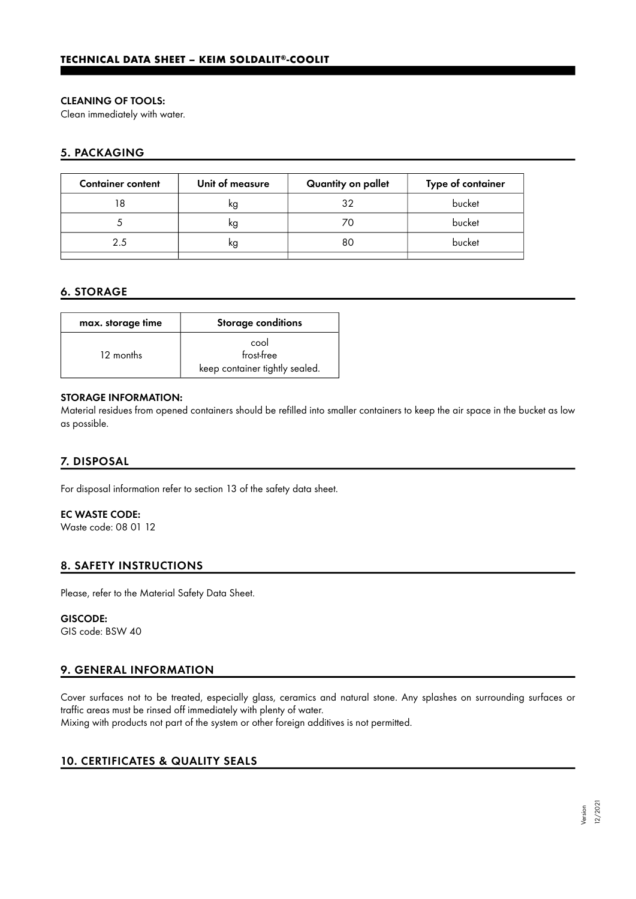#### CLEANING OF TOOLS:
Clean immediately with water.

## 5. PACKAGING

| Container content | Unit of measure | Quantity on pallet | Type of container |
|---|---|---|---|
| 18 | kg | 32 | bucket |
| 5 | kg | 70 | bucket |
| 2.5 | kg | 80 | bucket |
| | | | |

## 6. STORAGE

| max. storage time | Storage conditions |
|---|---|
| 12 months | cool<br>frost-free<br>keep container tightly sealed. |

#### STORAGE INFORMATION:
Material residues from opened containers should be refilled into smaller containers to keep the air space in the bucket as low as possible.

## 7. DISPOSAL

For disposal information refer to section 13 of the safety data sheet.

#### EC WASTE CODE:
Waste code: 08 01 12

## 8. SAFETY INSTRUCTIONS

Please, refer to the Material Safety Data Sheet.

#### GISCODE:
GIS code: BSW 40

## 9. GENERAL INFORMATION

Cover surfaces not to be treated, especially glass, ceramics and natural stone. Any splashes on surrounding surfaces or traffic areas must be rinsed off immediately with plenty of water.
Mixing with products not part of the system or other foreign additives is not permitted.

## 10. CERTIFICATES & QUALITY SEALS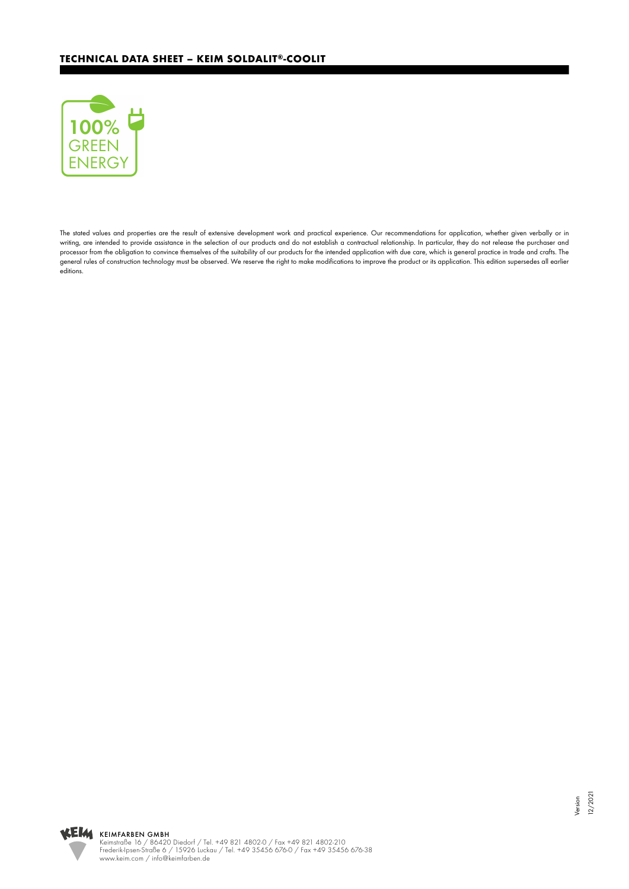100% GREEN ENERGY

The stated values and properties are the result of extensive development work and practical experience. Our recommendations for application, whether given verbally or in writing, are intended to provide assistance in the selection of our products and do not establish a contractual relationship. In particular, they do not release the purchaser and processor from the obligation to convince themselves of the suitability of our products for the intended application with due care, which is general practice in trade and crafts. The general rules of construction technology must be observed. We reserve the right to make modifications to improve the product or its application. This edition supersedes all earlier editions.

KEIMFARBEN GMBH
Keimstraße 16 / 86420 Diedorf / Tel. +49 821 4802-0 / Fax +49 821 4802-210
Frederik-Ipsen-Straße 6 / 15926 Luckau / Tel. +49 35456 676-0 / Fax +49 35456 676-38
www.keim.com / info@keimfarben.de

Version 12/2021